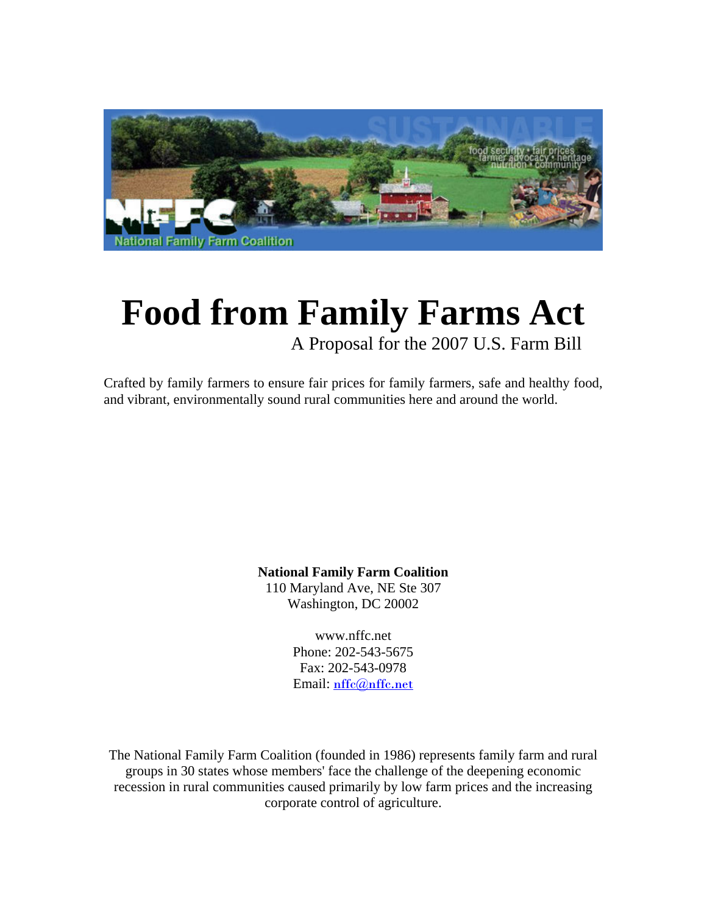# Food from Family Farms Act

A Proposal for the 2007 U.S. Farm Bill

Crafted by family farmers to ensure fair prices for family farmers, safe and healthy food, and vibrant, environmentally sound rural communities here and around the world.

**National Family Farm Coalition**
110 Maryland Ave, NE Ste 307
Washington, DC 20002

www.nffc.net
Phone: 202-543-5675
Fax: 202-543-0978
Email: nffc@nffc.net

The National Family Farm Coalition (founded in 1986) represents family farm and rural groups in 30 states whose members' face the challenge of the deepening economic recession in rural communities caused primarily by low farm prices and the increasing corporate control of agriculture.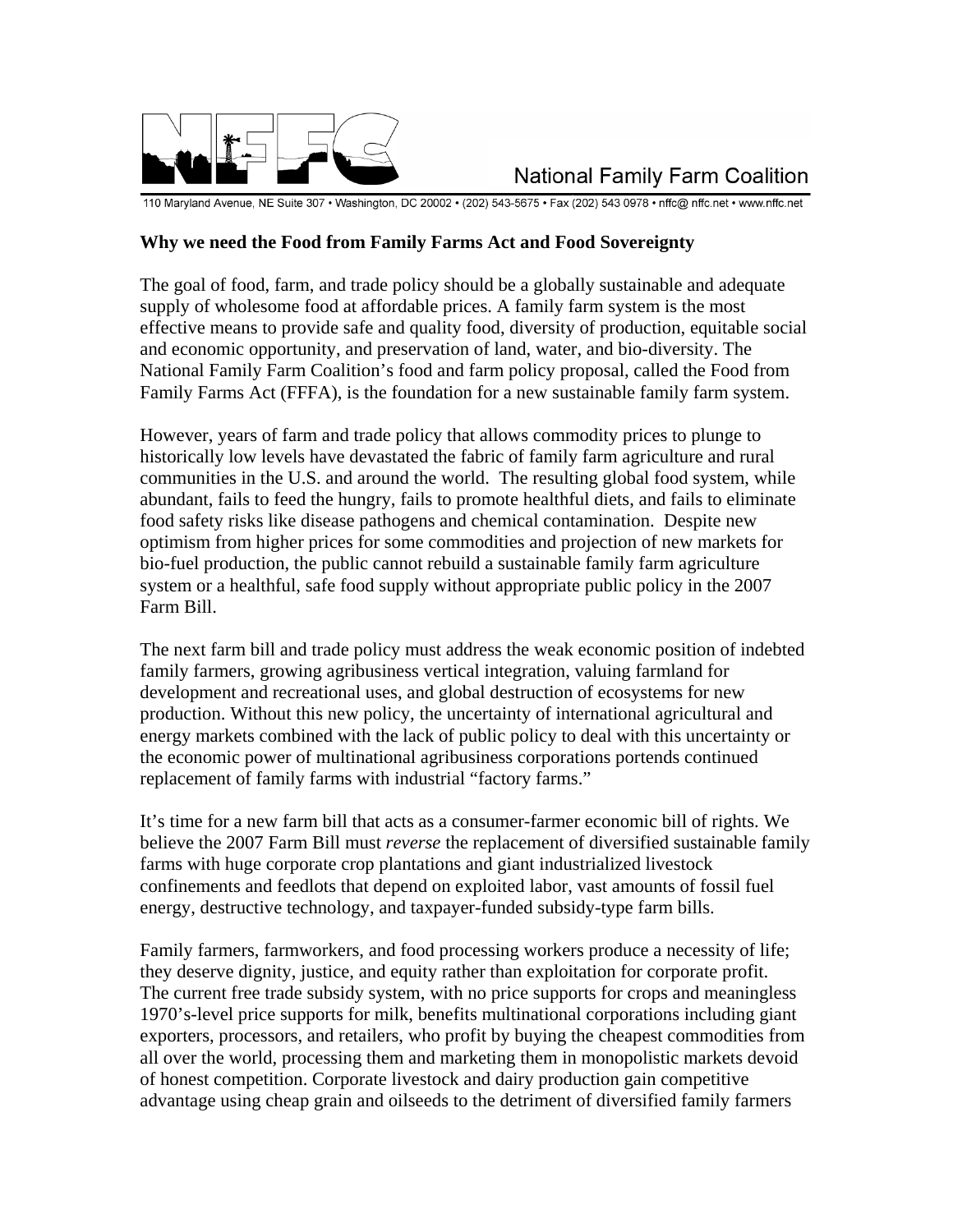**National Family Farm Coalition**

110 Maryland Avenue, NE Suite 307 • Washington, DC 20002 • (202) 543-5675 • Fax (202) 543 0978 • nffc@ nffc.net • www.nffc.net

## Why we need the Food from Family Farms Act and Food Sovereignty

The goal of food, farm, and trade policy should be a globally sustainable and adequate supply of wholesome food at affordable prices. A family farm system is the most effective means to provide safe and quality food, diversity of production, equitable social and economic opportunity, and preservation of land, water, and bio-diversity. The National Family Farm Coalition's food and farm policy proposal, called the Food from Family Farms Act (FFFA), is the foundation for a new sustainable family farm system.

However, years of farm and trade policy that allows commodity prices to plunge to historically low levels have devastated the fabric of family farm agriculture and rural communities in the U.S. and around the world. The resulting global food system, while abundant, fails to feed the hungry, fails to promote healthful diets, and fails to eliminate food safety risks like disease pathogens and chemical contamination. Despite new optimism from higher prices for some commodities and projection of new markets for bio-fuel production, the public cannot rebuild a sustainable family farm agriculture system or a healthful, safe food supply without appropriate public policy in the 2007 Farm Bill.

The next farm bill and trade policy must address the weak economic position of indebted family farmers, growing agribusiness vertical integration, valuing farmland for development and recreational uses, and global destruction of ecosystems for new production. Without this new policy, the uncertainty of international agricultural and energy markets combined with the lack of public policy to deal with this uncertainty or the economic power of multinational agribusiness corporations portends continued replacement of family farms with industrial "factory farms."

It's time for a new farm bill that acts as a consumer-farmer economic bill of rights. We believe the 2007 Farm Bill must *reverse* the replacement of diversified sustainable family farms with huge corporate crop plantations and giant industrialized livestock confinements and feedlots that depend on exploited labor, vast amounts of fossil fuel energy, destructive technology, and taxpayer-funded subsidy-type farm bills.

Family farmers, farmworkers, and food processing workers produce a necessity of life; they deserve dignity, justice, and equity rather than exploitation for corporate profit. The current free trade subsidy system, with no price supports for crops and meaningless 1970's-level price supports for milk, benefits multinational corporations including giant exporters, processors, and retailers, who profit by buying the cheapest commodities from all over the world, processing them and marketing them in monopolistic markets devoid of honest competition. Corporate livestock and dairy production gain competitive advantage using cheap grain and oilseeds to the detriment of diversified family farmers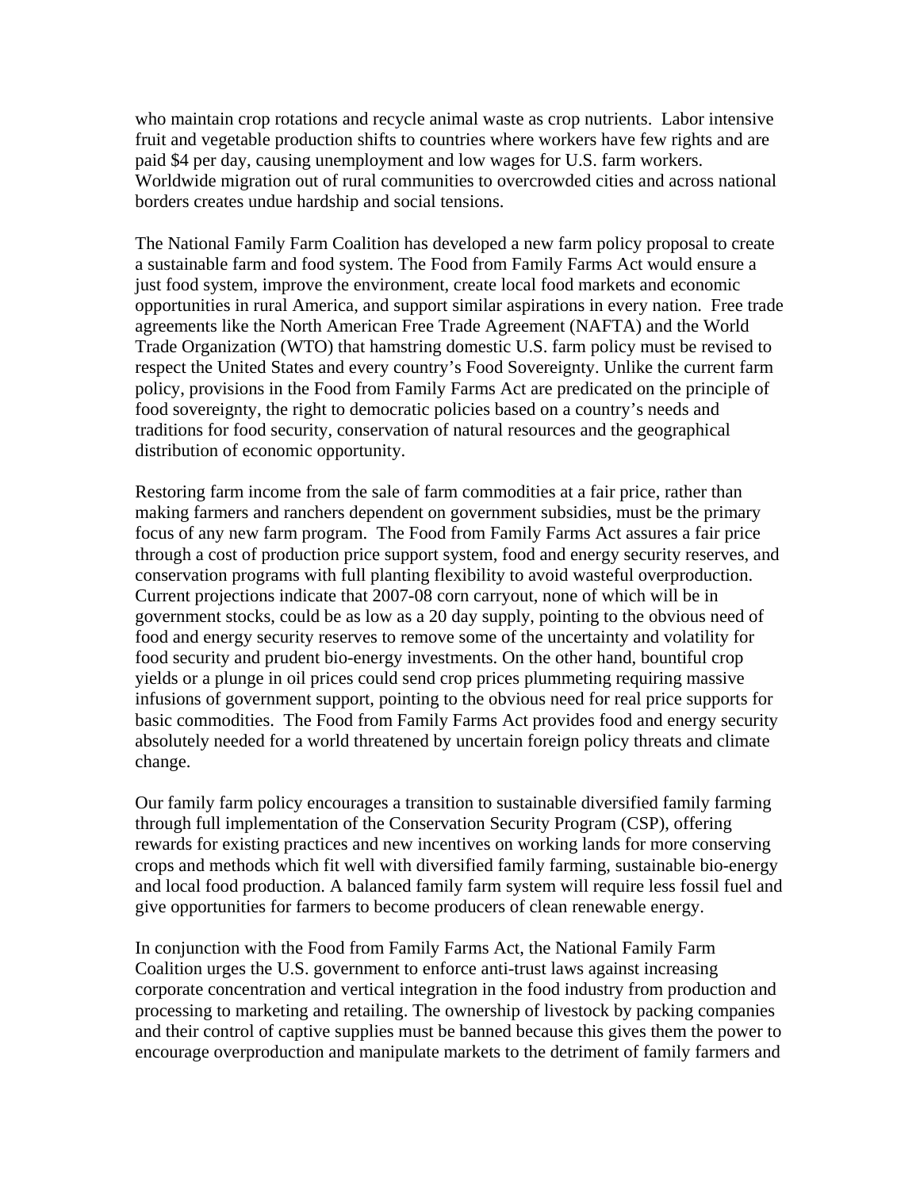who maintain crop rotations and recycle animal waste as crop nutrients. Labor intensive fruit and vegetable production shifts to countries where workers have few rights and are paid $4 per day, causing unemployment and low wages for U.S. farm workers. Worldwide migration out of rural communities to overcrowded cities and across national borders creates undue hardship and social tensions.

The National Family Farm Coalition has developed a new farm policy proposal to create a sustainable farm and food system. The Food from Family Farms Act would ensure a just food system, improve the environment, create local food markets and economic opportunities in rural America, and support similar aspirations in every nation. Free trade agreements like the North American Free Trade Agreement (NAFTA) and the World Trade Organization (WTO) that hamstring domestic U.S. farm policy must be revised to respect the United States and every country's Food Sovereignty. Unlike the current farm policy, provisions in the Food from Family Farms Act are predicated on the principle of food sovereignty, the right to democratic policies based on a country's needs and traditions for food security, conservation of natural resources and the geographical distribution of economic opportunity.

Restoring farm income from the sale of farm commodities at a fair price, rather than making farmers and ranchers dependent on government subsidies, must be the primary focus of any new farm program. The Food from Family Farms Act assures a fair price through a cost of production price support system, food and energy security reserves, and conservation programs with full planting flexibility to avoid wasteful overproduction. Current projections indicate that 2007-08 corn carryout, none of which will be in government stocks, could be as low as a 20 day supply, pointing to the obvious need of food and energy security reserves to remove some of the uncertainty and volatility for food security and prudent bio-energy investments. On the other hand, bountiful crop yields or a plunge in oil prices could send crop prices plummeting requiring massive infusions of government support, pointing to the obvious need for real price supports for basic commodities. The Food from Family Farms Act provides food and energy security absolutely needed for a world threatened by uncertain foreign policy threats and climate change.

Our family farm policy encourages a transition to sustainable diversified family farming through full implementation of the Conservation Security Program (CSP), offering rewards for existing practices and new incentives on working lands for more conserving crops and methods which fit well with diversified family farming, sustainable bio-energy and local food production. A balanced family farm system will require less fossil fuel and give opportunities for farmers to become producers of clean renewable energy.

In conjunction with the Food from Family Farms Act, the National Family Farm Coalition urges the U.S. government to enforce anti-trust laws against increasing corporate concentration and vertical integration in the food industry from production and processing to marketing and retailing. The ownership of livestock by packing companies and their control of captive supplies must be banned because this gives them the power to encourage overproduction and manipulate markets to the detriment of family farmers and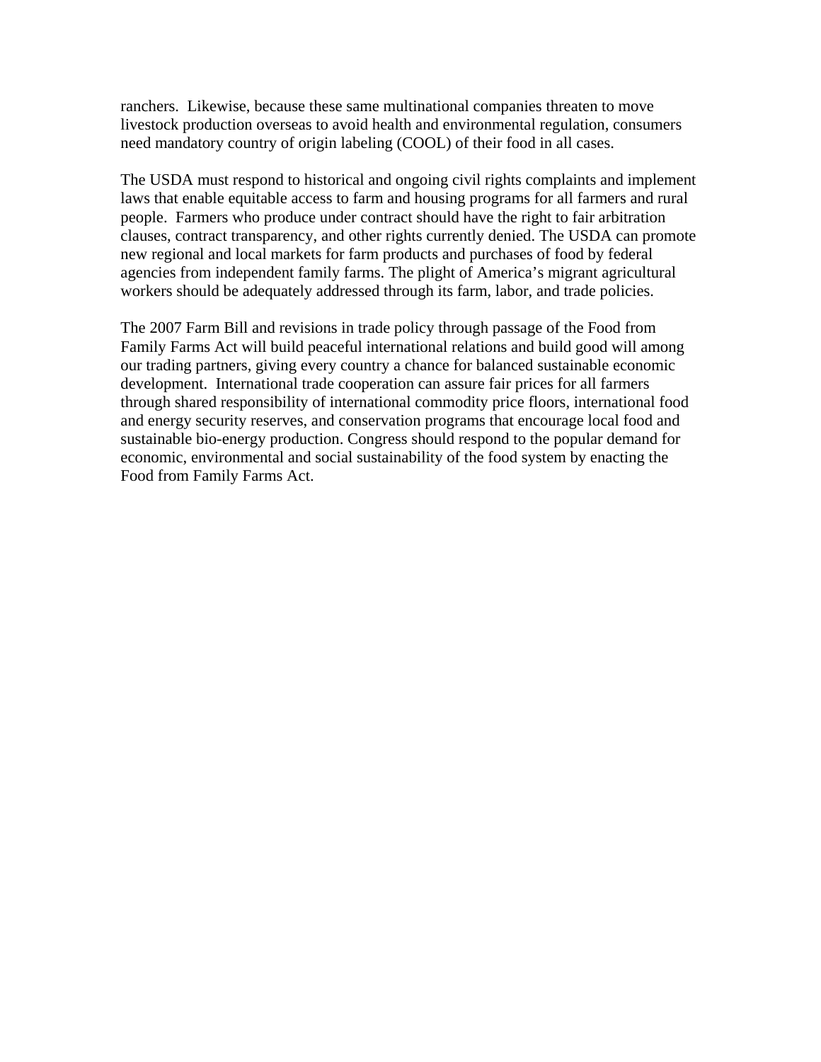ranchers. Likewise, because these same multinational companies threaten to move livestock production overseas to avoid health and environmental regulation, consumers need mandatory country of origin labeling (COOL) of their food in all cases.

The USDA must respond to historical and ongoing civil rights complaints and implement laws that enable equitable access to farm and housing programs for all farmers and rural people. Farmers who produce under contract should have the right to fair arbitration clauses, contract transparency, and other rights currently denied. The USDA can promote new regional and local markets for farm products and purchases of food by federal agencies from independent family farms. The plight of America's migrant agricultural workers should be adequately addressed through its farm, labor, and trade policies.

The 2007 Farm Bill and revisions in trade policy through passage of the Food from Family Farms Act will build peaceful international relations and build good will among our trading partners, giving every country a chance for balanced sustainable economic development. International trade cooperation can assure fair prices for all farmers through shared responsibility of international commodity price floors, international food and energy security reserves, and conservation programs that encourage local food and sustainable bio-energy production. Congress should respond to the popular demand for economic, environmental and social sustainability of the food system by enacting the Food from Family Farms Act.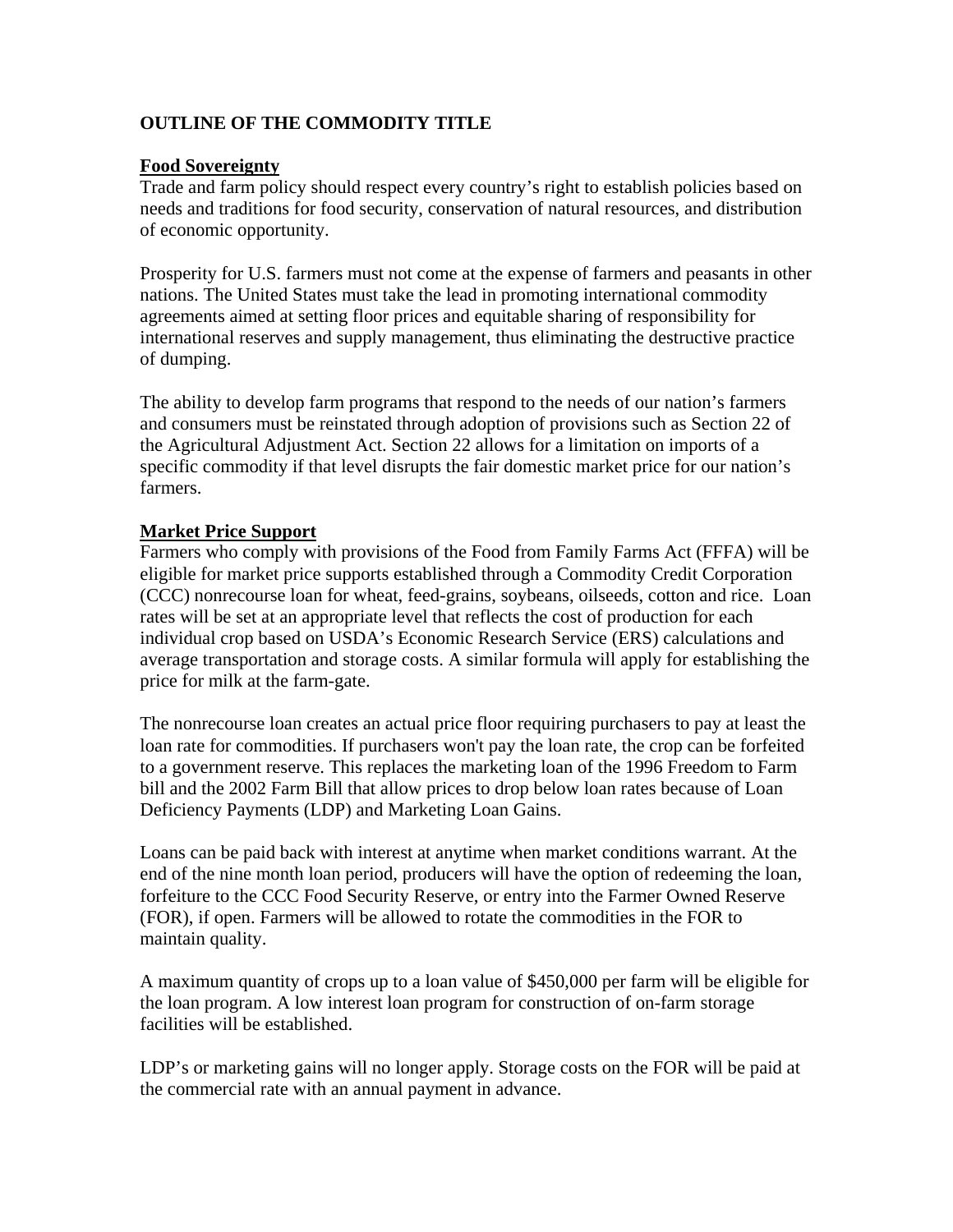**OUTLINE OF THE COMMODITY TITLE**

**Food Sovereignty**

Trade and farm policy should respect every country's right to establish policies based on needs and traditions for food security, conservation of natural resources, and distribution of economic opportunity.

Prosperity for U.S. farmers must not come at the expense of farmers and peasants in other nations. The United States must take the lead in promoting international commodity agreements aimed at setting floor prices and equitable sharing of responsibility for international reserves and supply management, thus eliminating the destructive practice of dumping.

The ability to develop farm programs that respond to the needs of our nation's farmers and consumers must be reinstated through adoption of provisions such as Section 22 of the Agricultural Adjustment Act. Section 22 allows for a limitation on imports of a specific commodity if that level disrupts the fair domestic market price for our nation's farmers.

**Market Price Support**

Farmers who comply with provisions of the Food from Family Farms Act (FFFA) will be eligible for market price supports established through a Commodity Credit Corporation (CCC) nonrecourse loan for wheat, feed-grains, soybeans, oilseeds, cotton and rice. Loan rates will be set at an appropriate level that reflects the cost of production for each individual crop based on USDA's Economic Research Service (ERS) calculations and average transportation and storage costs. A similar formula will apply for establishing the price for milk at the farm-gate.

The nonrecourse loan creates an actual price floor requiring purchasers to pay at least the loan rate for commodities. If purchasers won't pay the loan rate, the crop can be forfeited to a government reserve. This replaces the marketing loan of the 1996 Freedom to Farm bill and the 2002 Farm Bill that allow prices to drop below loan rates because of Loan Deficiency Payments (LDP) and Marketing Loan Gains.

Loans can be paid back with interest at anytime when market conditions warrant. At the end of the nine month loan period, producers will have the option of redeeming the loan, forfeiture to the CCC Food Security Reserve, or entry into the Farmer Owned Reserve (FOR), if open. Farmers will be allowed to rotate the commodities in the FOR to maintain quality.

A maximum quantity of crops up to a loan value of $450,000 per farm will be eligible for the loan program. A low interest loan program for construction of on-farm storage facilities will be established.

LDP's or marketing gains will no longer apply. Storage costs on the FOR will be paid at the commercial rate with an annual payment in advance.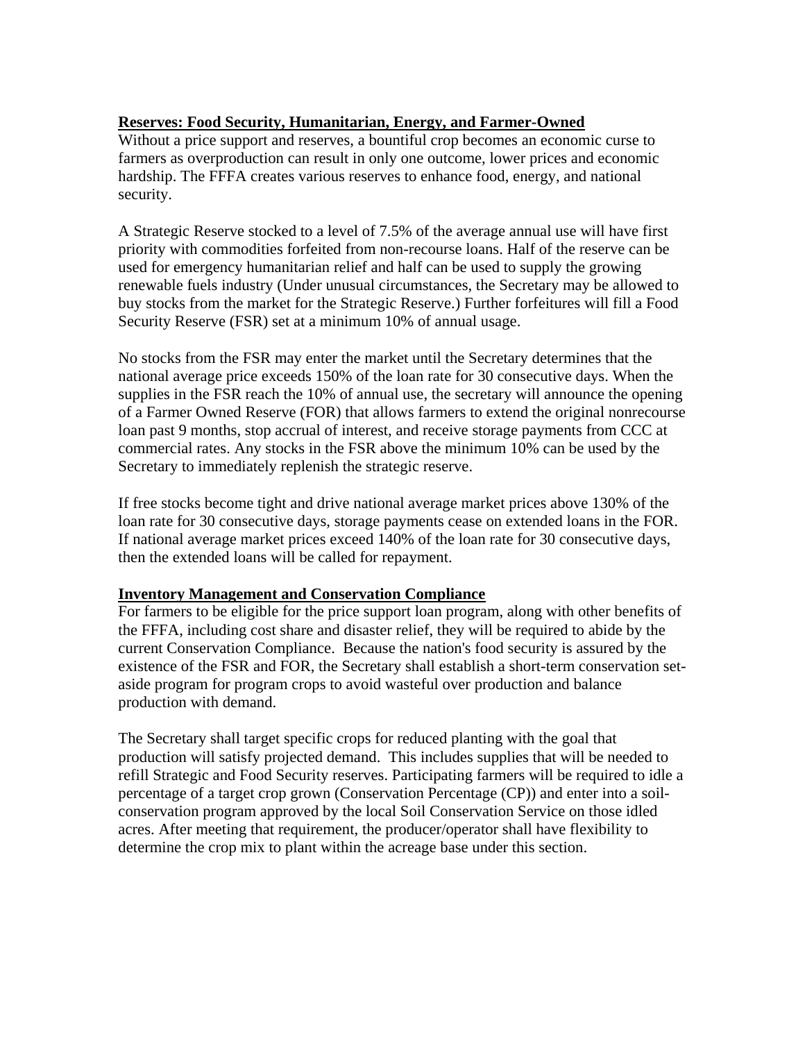**Reserves: Food Security, Humanitarian, Energy, and Farmer-Owned**

Without a price support and reserves, a bountiful crop becomes an economic curse to farmers as overproduction can result in only one outcome, lower prices and economic hardship. The FFFA creates various reserves to enhance food, energy, and national security.

A Strategic Reserve stocked to a level of 7.5% of the average annual use will have first priority with commodities forfeited from non-recourse loans. Half of the reserve can be used for emergency humanitarian relief and half can be used to supply the growing renewable fuels industry (Under unusual circumstances, the Secretary may be allowed to buy stocks from the market for the Strategic Reserve.) Further forfeitures will fill a Food Security Reserve (FSR) set at a minimum 10% of annual usage.

No stocks from the FSR may enter the market until the Secretary determines that the national average price exceeds 150% of the loan rate for 30 consecutive days. When the supplies in the FSR reach the 10% of annual use, the secretary will announce the opening of a Farmer Owned Reserve (FOR) that allows farmers to extend the original nonrecourse loan past 9 months, stop accrual of interest, and receive storage payments from CCC at commercial rates. Any stocks in the FSR above the minimum 10% can be used by the Secretary to immediately replenish the strategic reserve.

If free stocks become tight and drive national average market prices above 130% of the loan rate for 30 consecutive days, storage payments cease on extended loans in the FOR. If national average market prices exceed 140% of the loan rate for 30 consecutive days, then the extended loans will be called for repayment.

**Inventory Management and Conservation Compliance**

For farmers to be eligible for the price support loan program, along with other benefits of the FFFA, including cost share and disaster relief, they will be required to abide by the current Conservation Compliance. Because the nation's food security is assured by the existence of the FSR and FOR, the Secretary shall establish a short-term conservation set-aside program for program crops to avoid wasteful over production and balance production with demand.

The Secretary shall target specific crops for reduced planting with the goal that production will satisfy projected demand. This includes supplies that will be needed to refill Strategic and Food Security reserves. Participating farmers will be required to idle a percentage of a target crop grown (Conservation Percentage (CP)) and enter into a soil-conservation program approved by the local Soil Conservation Service on those idled acres. After meeting that requirement, the producer/operator shall have flexibility to determine the crop mix to plant within the acreage base under this section.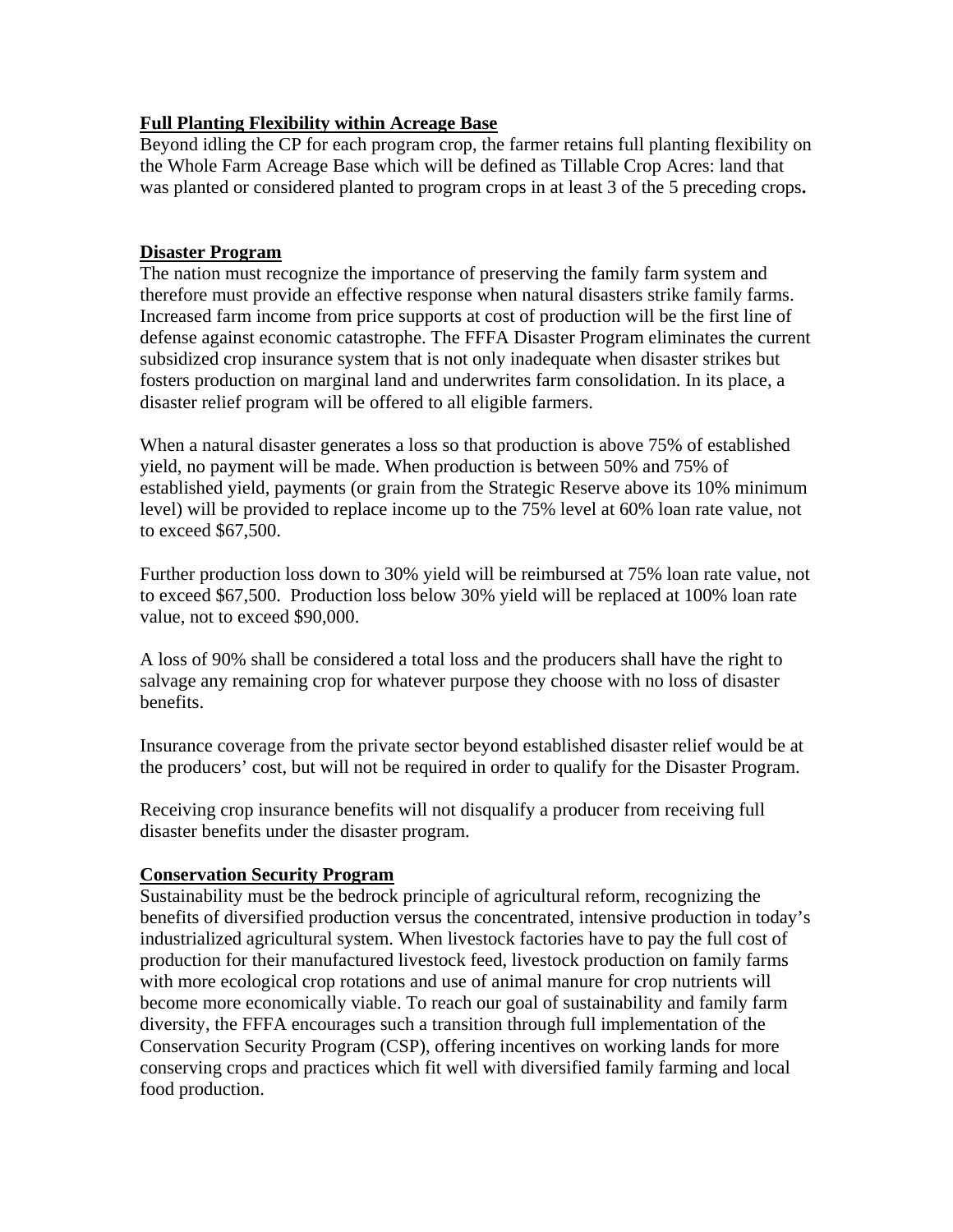**Full Planting Flexibility within Acreage Base**

Beyond idling the CP for each program crop, the farmer retains full planting flexibility on the Whole Farm Acreage Base which will be defined as Tillable Crop Acres: land that was planted or considered planted to program crops in at least 3 of the 5 preceding crops**.**

**Disaster Program**

The nation must recognize the importance of preserving the family farm system and therefore must provide an effective response when natural disasters strike family farms. Increased farm income from price supports at cost of production will be the first line of defense against economic catastrophe. The FFFA Disaster Program eliminates the current subsidized crop insurance system that is not only inadequate when disaster strikes but fosters production on marginal land and underwrites farm consolidation. In its place, a disaster relief program will be offered to all eligible farmers.

When a natural disaster generates a loss so that production is above 75% of established yield, no payment will be made. When production is between 50% and 75% of established yield, payments (or grain from the Strategic Reserve above its 10% minimum level) will be provided to replace income up to the 75% level at 60% loan rate value, not to exceed $67,500.

Further production loss down to 30% yield will be reimbursed at 75% loan rate value, not to exceed $67,500. Production loss below 30% yield will be replaced at 100% loan rate value, not to exceed $90,000.

A loss of 90% shall be considered a total loss and the producers shall have the right to salvage any remaining crop for whatever purpose they choose with no loss of disaster benefits.

Insurance coverage from the private sector beyond established disaster relief would be at the producers' cost, but will not be required in order to qualify for the Disaster Program.

Receiving crop insurance benefits will not disqualify a producer from receiving full disaster benefits under the disaster program.

**Conservation Security Program**

Sustainability must be the bedrock principle of agricultural reform, recognizing the benefits of diversified production versus the concentrated, intensive production in today's industrialized agricultural system. When livestock factories have to pay the full cost of production for their manufactured livestock feed, livestock production on family farms with more ecological crop rotations and use of animal manure for crop nutrients will become more economically viable. To reach our goal of sustainability and family farm diversity, the FFFA encourages such a transition through full implementation of the Conservation Security Program (CSP), offering incentives on working lands for more conserving crops and practices which fit well with diversified family farming and local food production.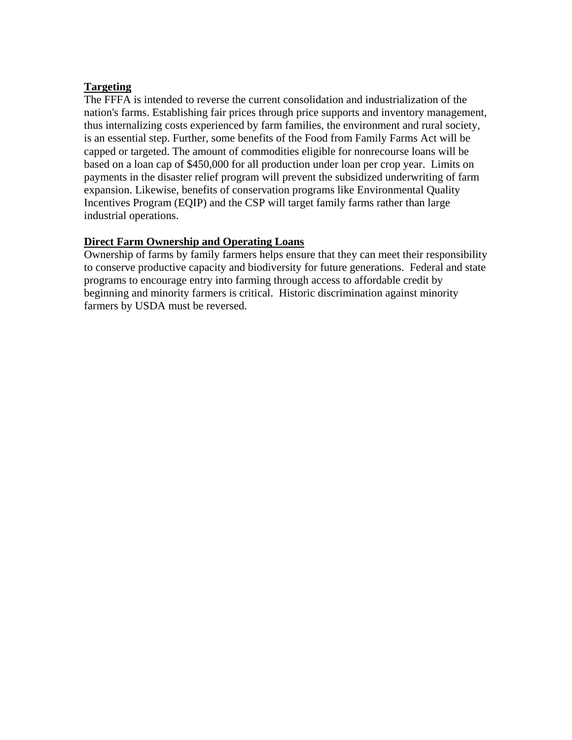**Targeting**

The FFFA is intended to reverse the current consolidation and industrialization of the nation's farms. Establishing fair prices through price supports and inventory management, thus internalizing costs experienced by farm families, the environment and rural society, is an essential step. Further, some benefits of the Food from Family Farms Act will be capped or targeted. The amount of commodities eligible for nonrecourse loans will be based on a loan cap of $450,000 for all production under loan per crop year. Limits on payments in the disaster relief program will prevent the subsidized underwriting of farm expansion. Likewise, benefits of conservation programs like Environmental Quality Incentives Program (EQIP) and the CSP will target family farms rather than large industrial operations.

**Direct Farm Ownership and Operating Loans**

Ownership of farms by family farmers helps ensure that they can meet their responsibility to conserve productive capacity and biodiversity for future generations. Federal and state programs to encourage entry into farming through access to affordable credit by beginning and minority farmers is critical. Historic discrimination against minority farmers by USDA must be reversed.